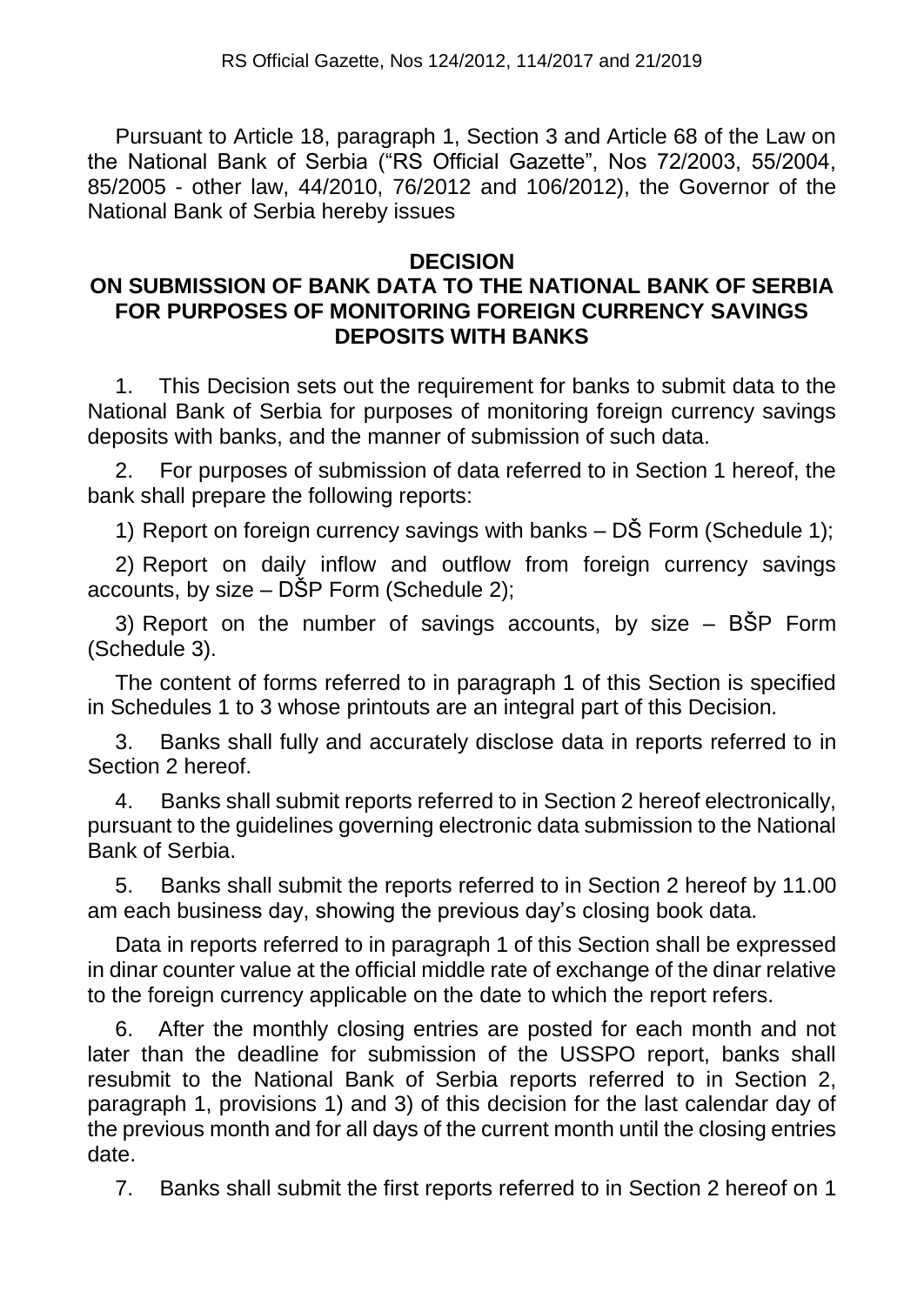RS Official Gazette, Nos 124/2012, 114/2017 and 21/2019

Pursuant to Article 18, paragraph 1, Section 3 and Article 68 of the Law on the National Bank of Serbia ("RS Official Gazette", Nos 72/2003, 55/2004, 85/2005 - other law, 44/2010, 76/2012 and 106/2012), the Governor of the National Bank of Serbia hereby issues

# DECISION
## ON SUBMISSION OF BANK DATA TO THE NATIONAL BANK OF SERBIA FOR PURPOSES OF MONITORING FOREIGN CURRENCY SAVINGS DEPOSITS WITH BANKS

1. This Decision sets out the requirement for banks to submit data to the National Bank of Serbia for purposes of monitoring foreign currency savings deposits with banks, and the manner of submission of such data.

2. For purposes of submission of data referred to in Section 1 hereof, the bank shall prepare the following reports:

1) Report on foreign currency savings with banks – DŠ Form (Schedule 1);

2) Report on daily inflow and outflow from foreign currency savings accounts, by size – DŠP Form (Schedule 2);

3) Report on the number of savings accounts, by size – BŠP Form (Schedule 3).

The content of forms referred to in paragraph 1 of this Section is specified in Schedules 1 to 3 whose printouts are an integral part of this Decision.

3. Banks shall fully and accurately disclose data in reports referred to in Section 2 hereof.

4. Banks shall submit reports referred to in Section 2 hereof electronically, pursuant to the guidelines governing electronic data submission to the National Bank of Serbia.

5. Banks shall submit the reports referred to in Section 2 hereof by 11.00 am each business day, showing the previous day's closing book data.

Data in reports referred to in paragraph 1 of this Section shall be expressed in dinar counter value at the official middle rate of exchange of the dinar relative to the foreign currency applicable on the date to which the report refers.

6. After the monthly closing entries are posted for each month and not later than the deadline for submission of the USSPO report, banks shall resubmit to the National Bank of Serbia reports referred to in Section 2, paragraph 1, provisions 1) and 3) of this decision for the last calendar day of the previous month and for all days of the current month until the closing entries date.

7. Banks shall submit the first reports referred to in Section 2 hereof on 1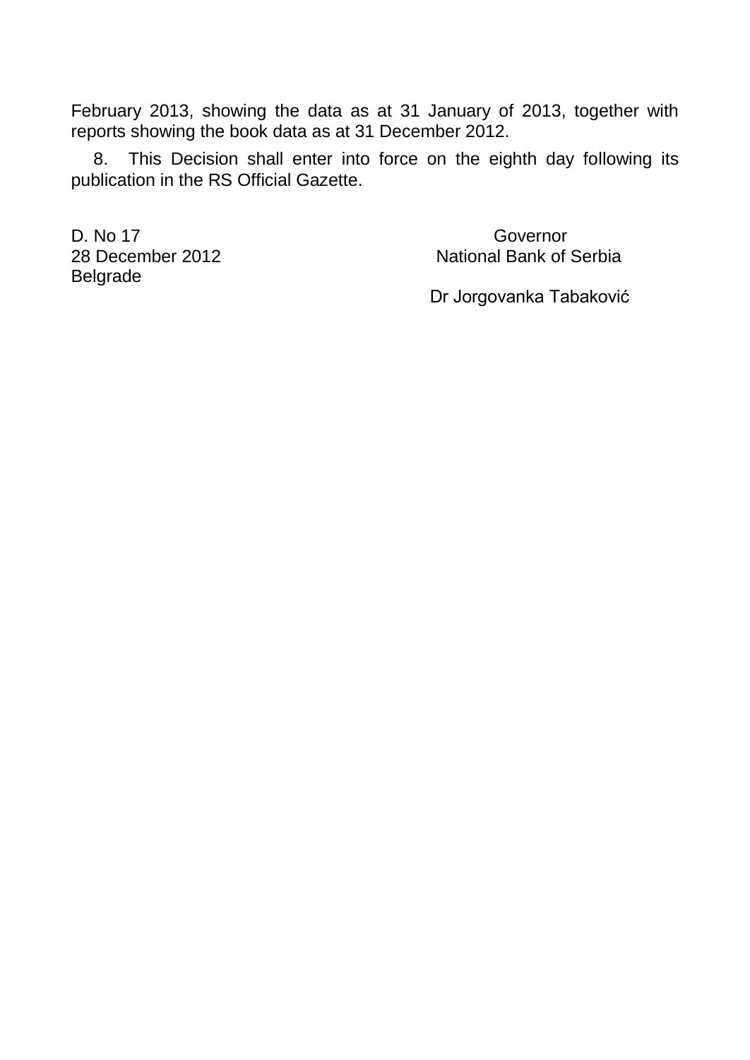February 2013, showing the data as at 31 January of 2013, together with reports showing the book data as at 31 December 2012.

8. This Decision shall enter into force on the eighth day following its publication in the RS Official Gazette.

D. No 17
28 December 2012
Belgrade

Governor
National Bank of Serbia

Dr Jorgovanka Tabaković